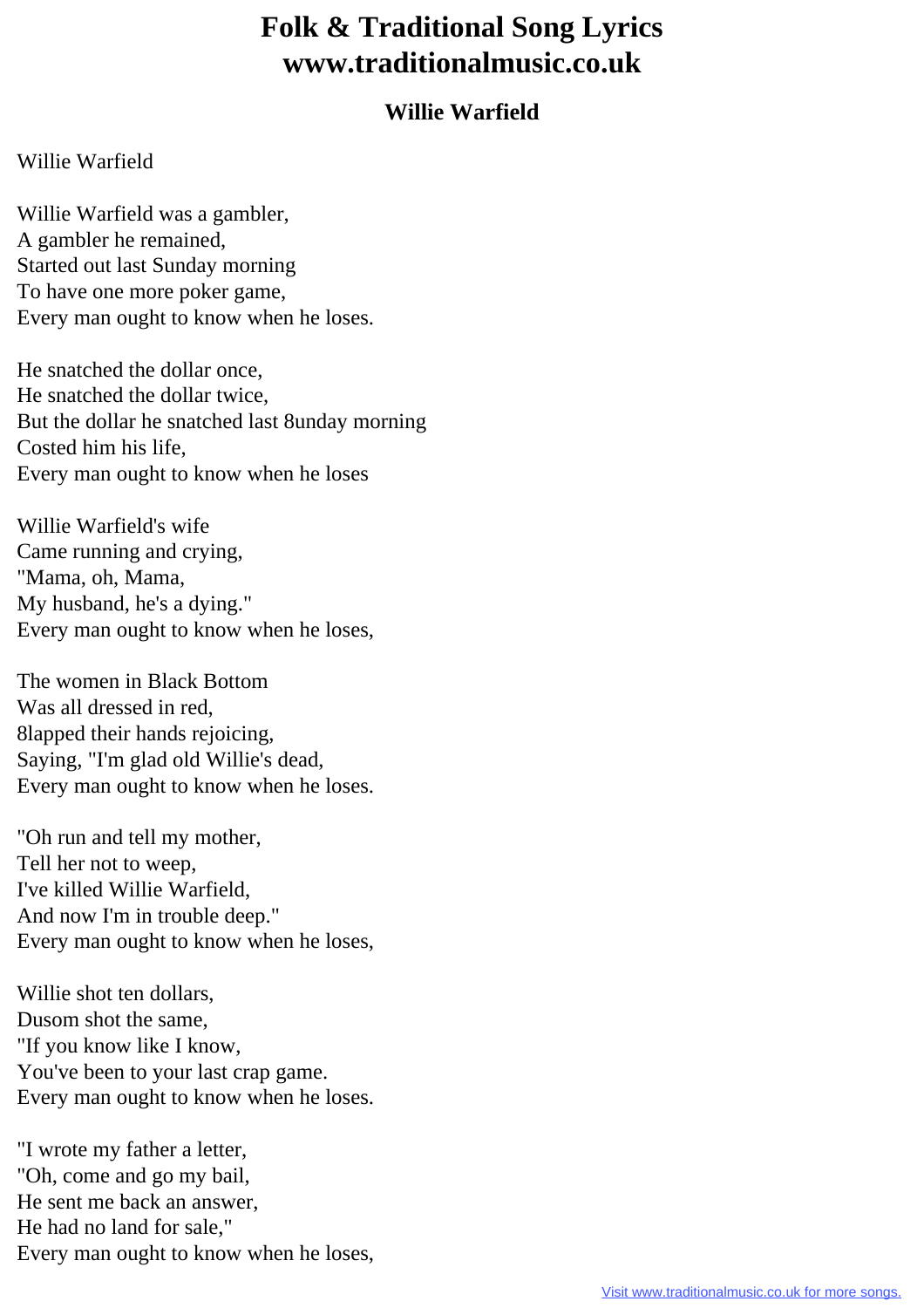# Folk & Traditional Song Lyrics
# www.traditionalmusic.co.uk

## Willie Warfield

Willie Warfield

Willie Warfield was a gambler,
A gambler he remained,
Started out last Sunday morning
To have one more poker game,
Every man ought to know when he loses.

He snatched the dollar once,
He snatched the dollar twice,
But the dollar he snatched last 8unday morning
Costed him his life,
Every man ought to know when he loses

Willie Warfield's wife
Came running and crying,
"Mama, oh, Mama,
My husband, he's a dying."
Every man ought to know when he loses,

The women in Black Bottom
Was all dressed in red,
8lapped their hands rejoicing,
Saying, "I'm glad old Willie's dead,
Every man ought to know when he loses.

"Oh run and tell my mother,
Tell her not to weep,
I've killed Willie Warfield,
And now I'm in trouble deep."
Every man ought to know when he loses,

Willie shot ten dollars,
Dusom shot the same,
"If you know like I know,
You've been to your last crap game.
Every man ought to know when he loses.

"I wrote my father a letter,
"Oh, come and go my bail,
He sent me back an answer,
He had no land for sale,"
Every man ought to know when he loses,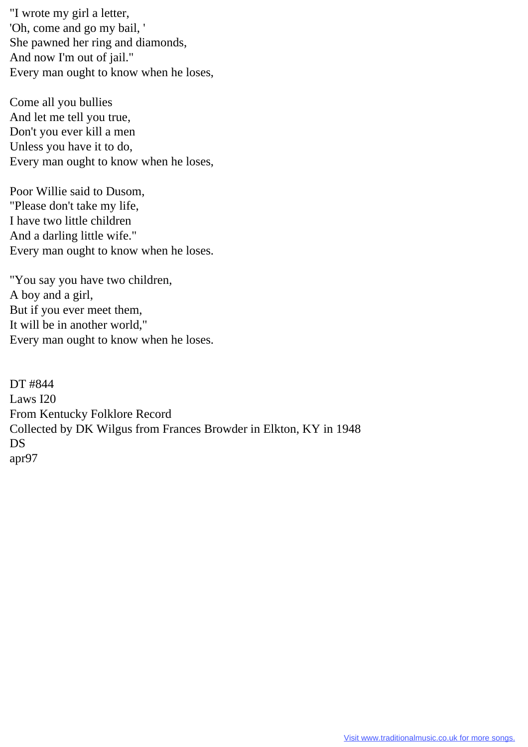"I wrote my girl a letter,
'Oh, come and go my bail, '
She pawned her ring and diamonds,
And now I'm out of jail."
Every man ought to know when he loses,

Come all you bullies
And let me tell you true,
Don't you ever kill a men
Unless you have it to do,
Every man ought to know when he loses,

Poor Willie said to Dusom,
"Please don't take my life,
I have two little children
And a darling little wife."
Every man ought to know when he loses.

"You say you have two children,
A boy and a girl,
But if you ever meet them,
It will be in another world,"
Every man ought to know when he loses.

DT #844
Laws I20
From Kentucky Folklore Record
Collected by DK Wilgus from Frances Browder in Elkton, KY in 1948
DS
apr97